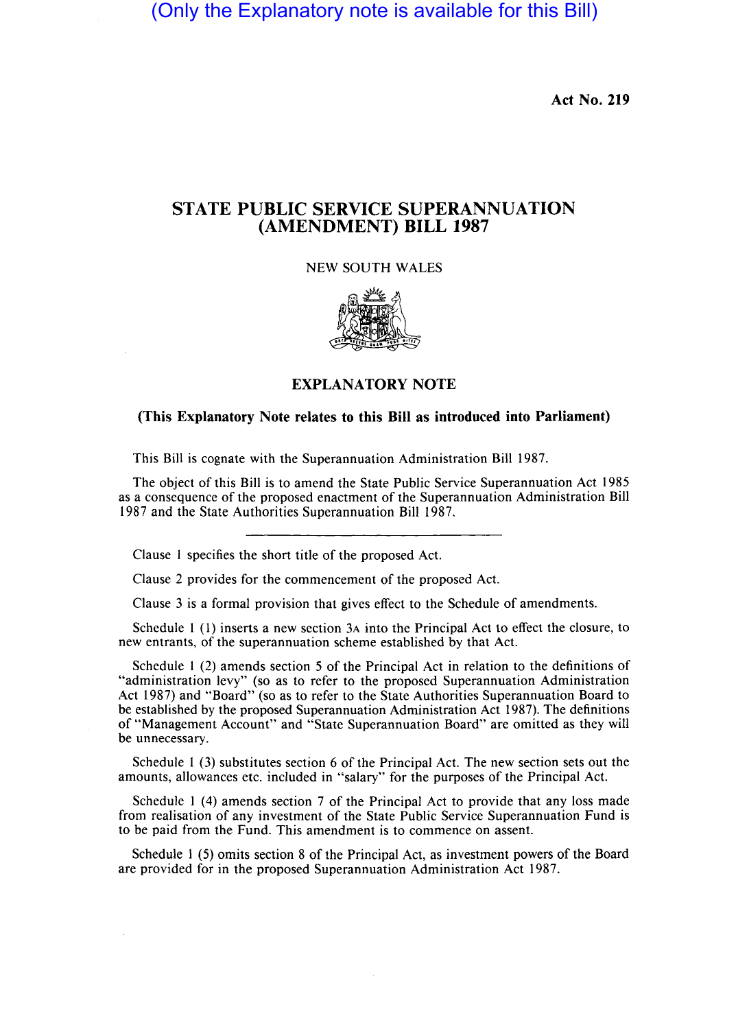(Only the Explanatory note is available for this Bill)

Act No. 219

# STATE PUBLIC SERVICE SUPERANNUATION (AMENDMENT) BILL 1987

NEW SOUTH WALES

## EXPLANATORY NOTE

**(This Explanatory Note relates to this Bill as introduced into Parliament)**

This Bill is cognate with the Superannuation Administration Bill 1987.

The object of this Bill is to amend the State Public Service Superannuation Act 1985 as a consequence of the proposed enactment of the Superannuation Administration Bill 1987 and the State Authorities Superannuation Bill 1987.

---

Clause 1 specifies the short title of the proposed Act.

Clause 2 provides for the commencement of the proposed Act.

Clause 3 is a formal provision that gives effect to the Schedule of amendments.

Schedule 1 (1) inserts a new section 3A into the Principal Act to effect the closure, to new entrants, of the superannuation scheme established by that Act.

Schedule 1 (2) amends section 5 of the Principal Act in relation to the definitions of "administration levy" (so as to refer to the proposed Superannuation Administration Act 1987) and "Board" (so as to refer to the State Authorities Superannuation Board to be established by the proposed Superannuation Administration Act 1987). The definitions of "Management Account" and "State Superannuation Board" are omitted as they will be unnecessary.

Schedule 1 (3) substitutes section 6 of the Principal Act. The new section sets out the amounts, allowances etc. included in "salary" for the purposes of the Principal Act.

Schedule 1 (4) amends section 7 of the Principal Act to provide that any loss made from realisation of any investment of the State Public Service Superannuation Fund is to be paid from the Fund. This amendment is to commence on assent.

Schedule 1 (5) omits section 8 of the Principal Act, as investment powers of the Board are provided for in the proposed Superannuation Administration Act 1987.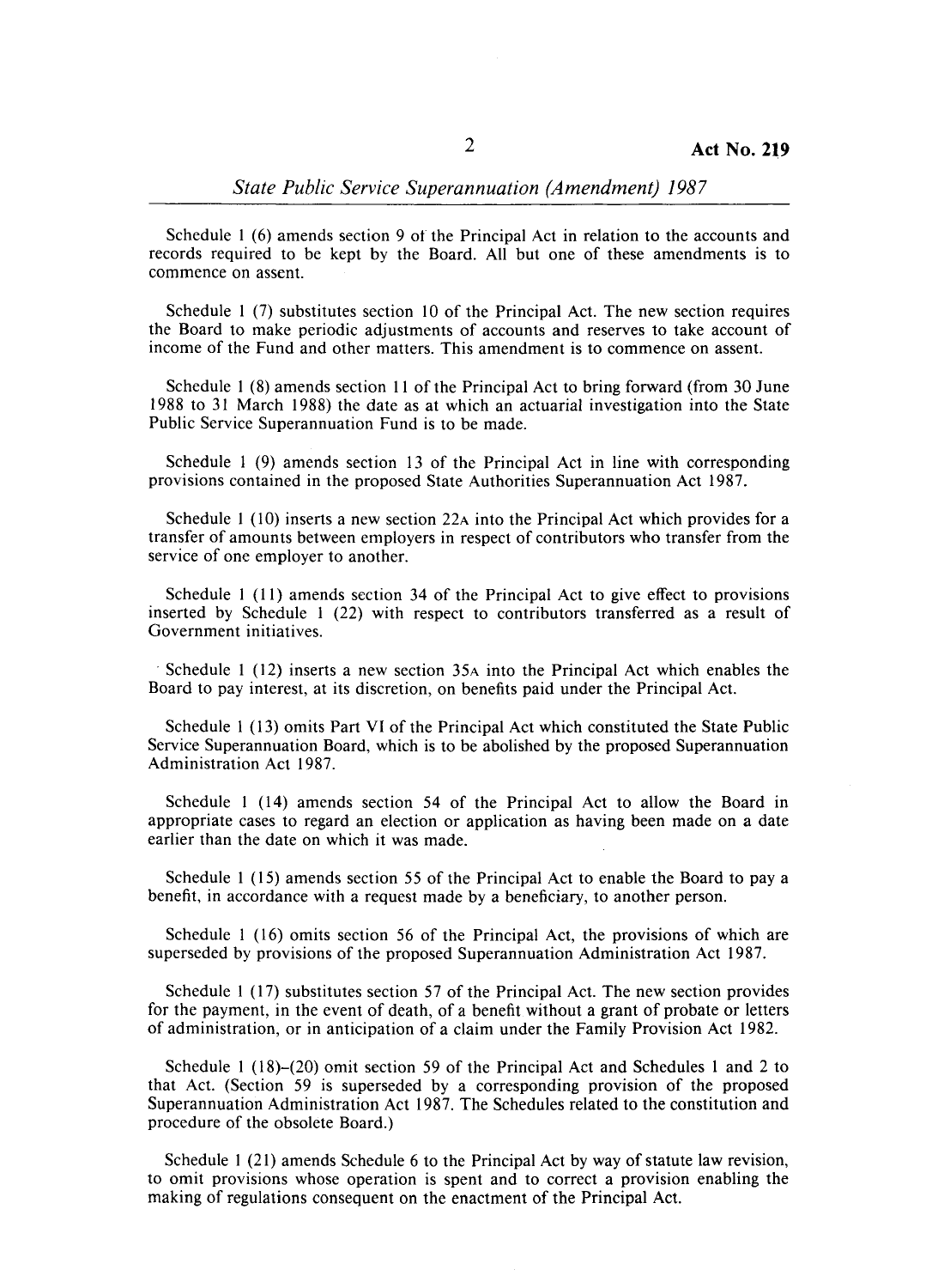Schedule 1 (6) amends section 9 of the Principal Act in relation to the accounts and records required to be kept by the Board. All but one of these amendments is to commence on assent.

Schedule 1 (7) substitutes section 10 of the Principal Act. The new section requires the Board to make periodic adjustments of accounts and reserves to take account of income of the Fund and other matters. This amendment is to commence on assent.

Schedule 1 (8) amends section 11 of the Principal Act to bring forward (from 30 June 1988 to 31 March 1988) the date as at which an actuarial investigation into the State Public Service Superannuation Fund is to be made.

Schedule 1 (9) amends section 13 of the Principal Act in line with corresponding provisions contained in the proposed State Authorities Superannuation Act 1987.

Schedule 1 (10) inserts a new section 22A into the Principal Act which provides for a transfer of amounts between employers in respect of contributors who transfer from the service of one employer to another.

Schedule 1 (11) amends section 34 of the Principal Act to give effect to provisions inserted by Schedule 1 (22) with respect to contributors transferred as a result of Government initiatives.

Schedule 1 (12) inserts a new section 35A into the Principal Act which enables the Board to pay interest, at its discretion, on benefits paid under the Principal Act.

Schedule 1 (13) omits Part VI of the Principal Act which constituted the State Public Service Superannuation Board, which is to be abolished by the proposed Superannuation Administration Act 1987.

Schedule 1 (14) amends section 54 of the Principal Act to allow the Board in appropriate cases to regard an election or application as having been made on a date earlier than the date on which it was made.

Schedule 1 (15) amends section 55 of the Principal Act to enable the Board to pay a benefit, in accordance with a request made by a beneficiary, to another person.

Schedule 1 (16) omits section 56 of the Principal Act, the provisions of which are superseded by provisions of the proposed Superannuation Administration Act 1987.

Schedule 1 (17) substitutes section 57 of the Principal Act. The new section provides for the payment, in the event of death, of a benefit without a grant of probate or letters of administration, or in anticipation of a claim under the Family Provision Act 1982.

Schedule 1 (18)–(20) omit section 59 of the Principal Act and Schedules 1 and 2 to that Act. (Section 59 is superseded by a corresponding provision of the proposed Superannuation Administration Act 1987. The Schedules related to the constitution and procedure of the obsolete Board.)

Schedule 1 (21) amends Schedule 6 to the Principal Act by way of statute law revision, to omit provisions whose operation is spent and to correct a provision enabling the making of regulations consequent on the enactment of the Principal Act.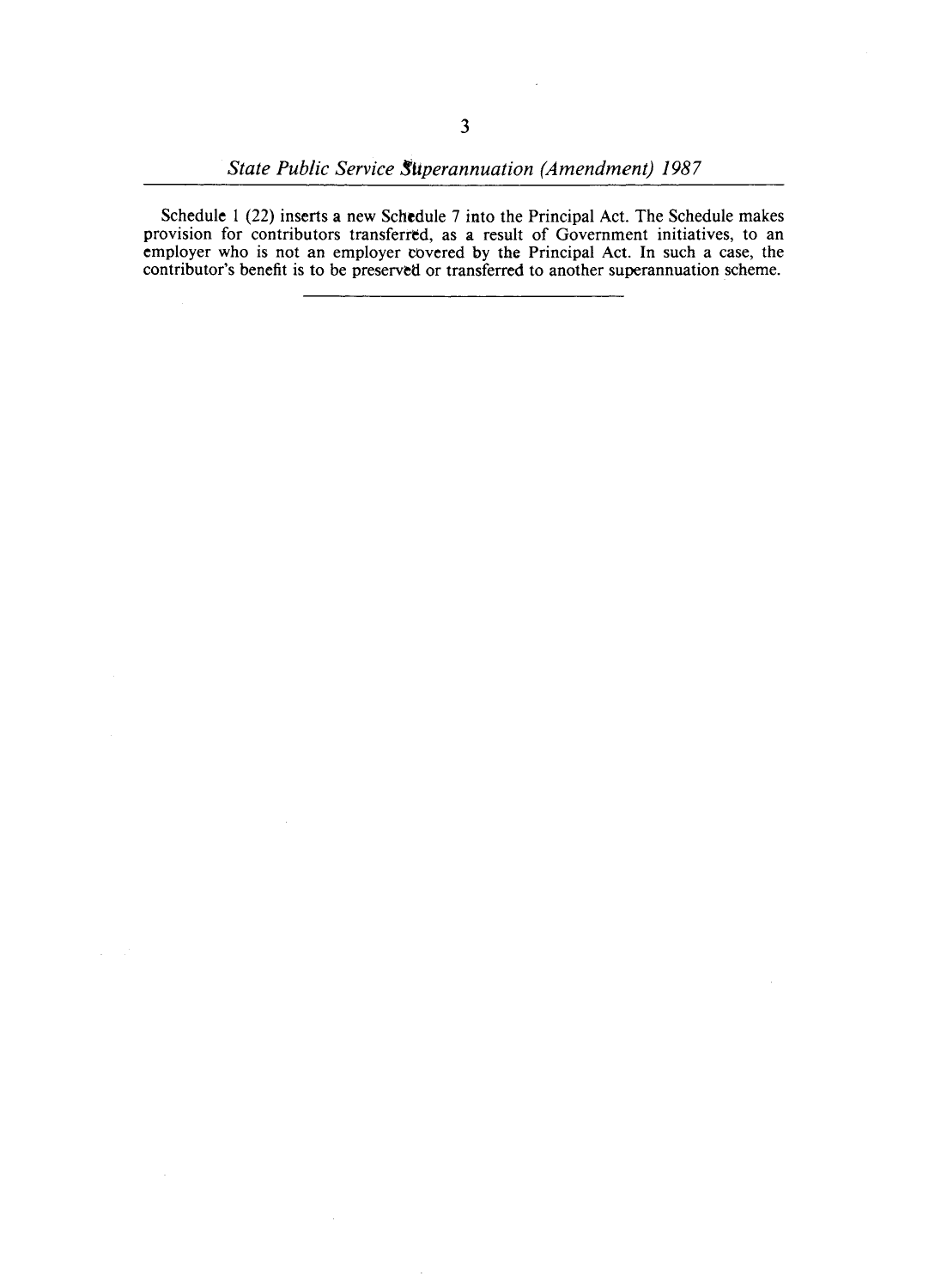Schedule 1 (22) inserts a new Schedule 7 into the Principal Act. The Schedule makes provision for contributors transferred, as a result of Government initiatives, to an employer who is not an employer covered by the Principal Act. In such a case, the contributor's benefit is to be preserved or transferred to another superannuation scheme.